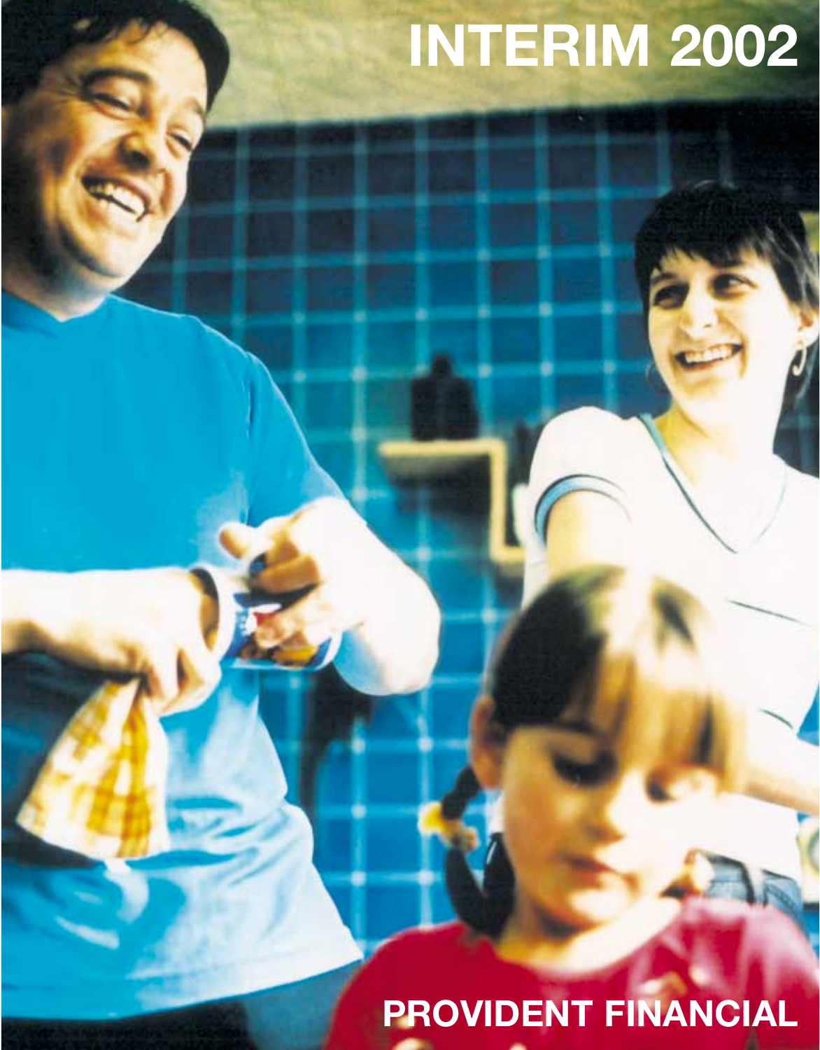# INTERIM 2002

# PROVIDENT FINANCIAL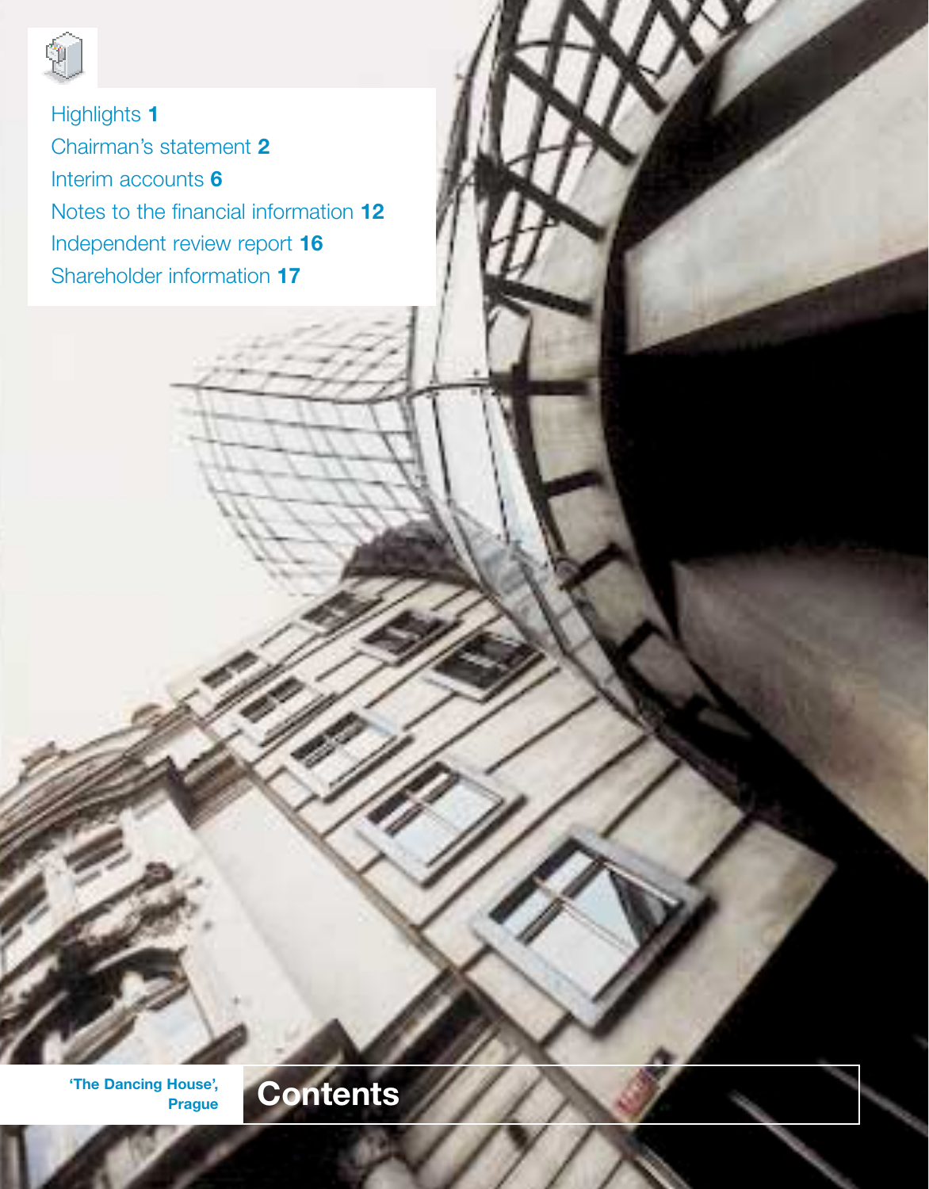# Contents

Highlights **1**

Chairman's statement **2**

Interim accounts **6**

Notes to the financial information **12**

Independent review report **16**

Shareholder information **17**

**'The Dancing House', Prague**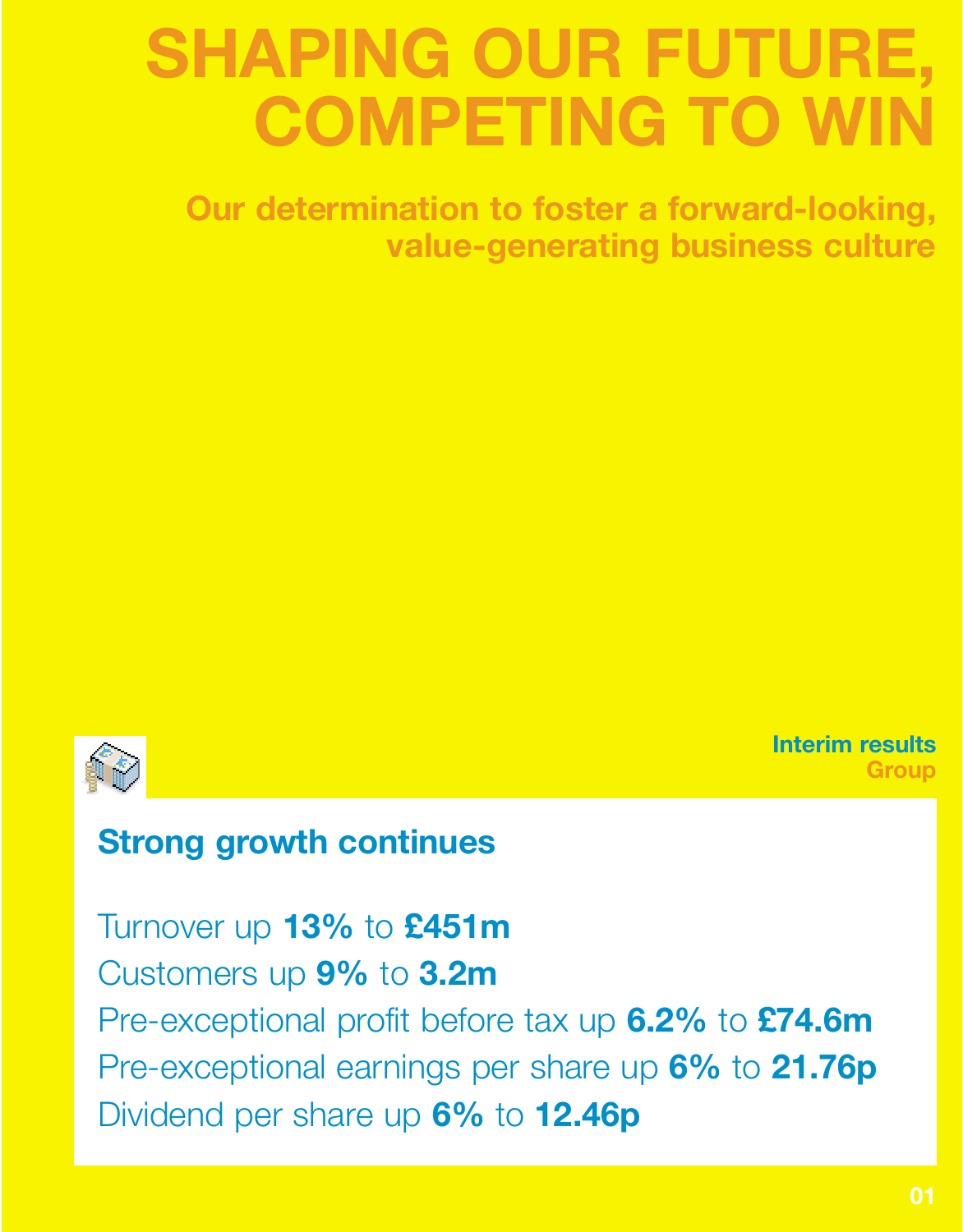# SHAPING OUR FUTURE, COMPETING TO WIN

## Our determination to foster a forward-looking, value-generating business culture

**Interim results**
**Group**

### Strong growth continues

Turnover up **13%** to **£451m**

Customers up **9%** to **3.2m**

Pre-exceptional profit before tax up **6.2%** to **£74.6m**

Pre-exceptional earnings per share up **6%** to **21.76p**

Dividend per share up **6%** to **12.46p**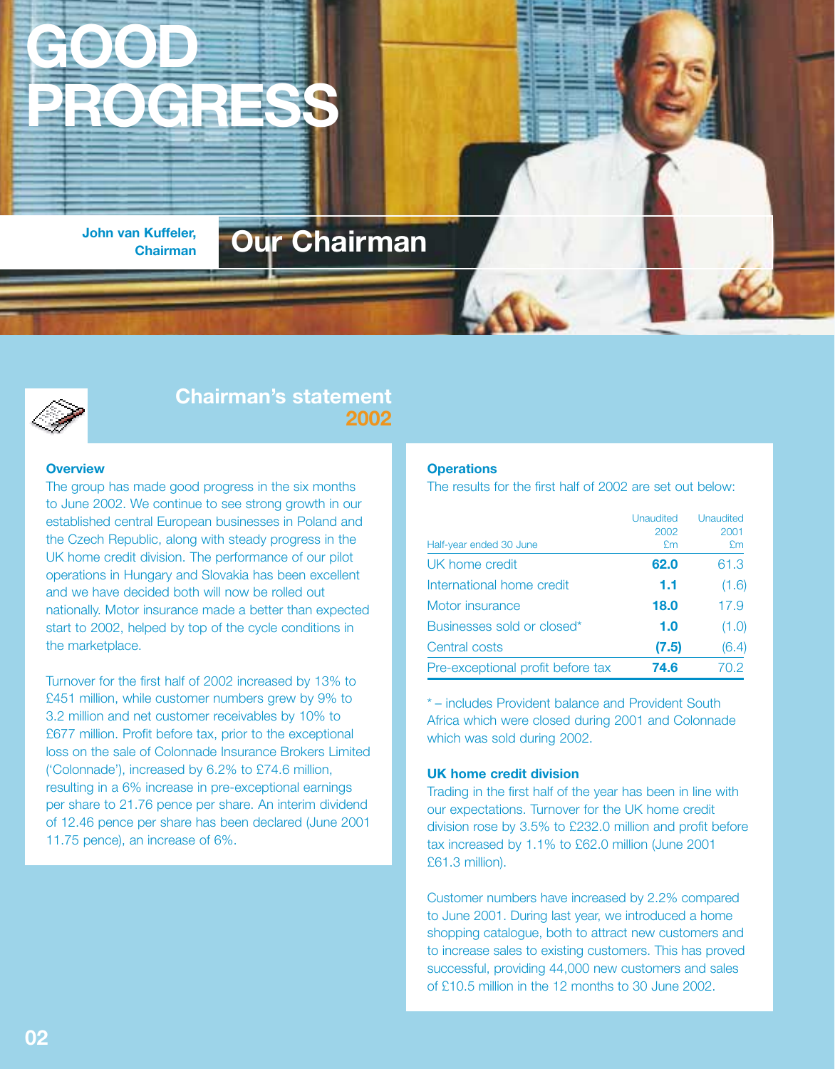# GOOD PROGRESS

**John van Kuffeler, Chairman**

## Our Chairman

## Chairman's statement 2002

### Overview

The group has made good progress in the six months to June 2002. We continue to see strong growth in our established central European businesses in Poland and the Czech Republic, along with steady progress in the UK home credit division. The performance of our pilot operations in Hungary and Slovakia has been excellent and we have decided both will now be rolled out nationally. Motor insurance made a better than expected start to 2002, helped by top of the cycle conditions in the marketplace.

Turnover for the first half of 2002 increased by 13% to £451 million, while customer numbers grew by 9% to 3.2 million and net customer receivables by 10% to £677 million. Profit before tax, prior to the exceptional loss on the sale of Colonnade Insurance Brokers Limited ('Colonnade'), increased by 6.2% to £74.6 million, resulting in a 6% increase in pre-exceptional earnings per share to 21.76 pence per share. An interim dividend of 12.46 pence per share has been declared (June 2001 11.75 pence), an increase of 6%.

### Operations

The results for the first half of 2002 are set out below:

| Half-year ended 30 June | Unaudited 2002 £m | Unaudited 2001 £m |
|---|---|---|
| UK home credit | **62.0** | 61.3 |
| International home credit | **1.1** | (1.6) |
| Motor insurance | **18.0** | 17.9 |
| Businesses sold or closed* | **1.0** | (1.0) |
| Central costs | **(7.5)** | (6.4) |
| Pre-exceptional profit before tax | **74.6** | 70.2 |

* – includes Provident balance and Provident South Africa which were closed during 2001 and Colonnade which was sold during 2002.

### UK home credit division

Trading in the first half of the year has been in line with our expectations. Turnover for the UK home credit division rose by 3.5% to £232.0 million and profit before tax increased by 1.1% to £62.0 million (June 2001 £61.3 million).

Customer numbers have increased by 2.2% compared to June 2001. During last year, we introduced a home shopping catalogue, both to attract new customers and to increase sales to existing customers. This has proved successful, providing 44,000 new customers and sales of £10.5 million in the 12 months to 30 June 2002.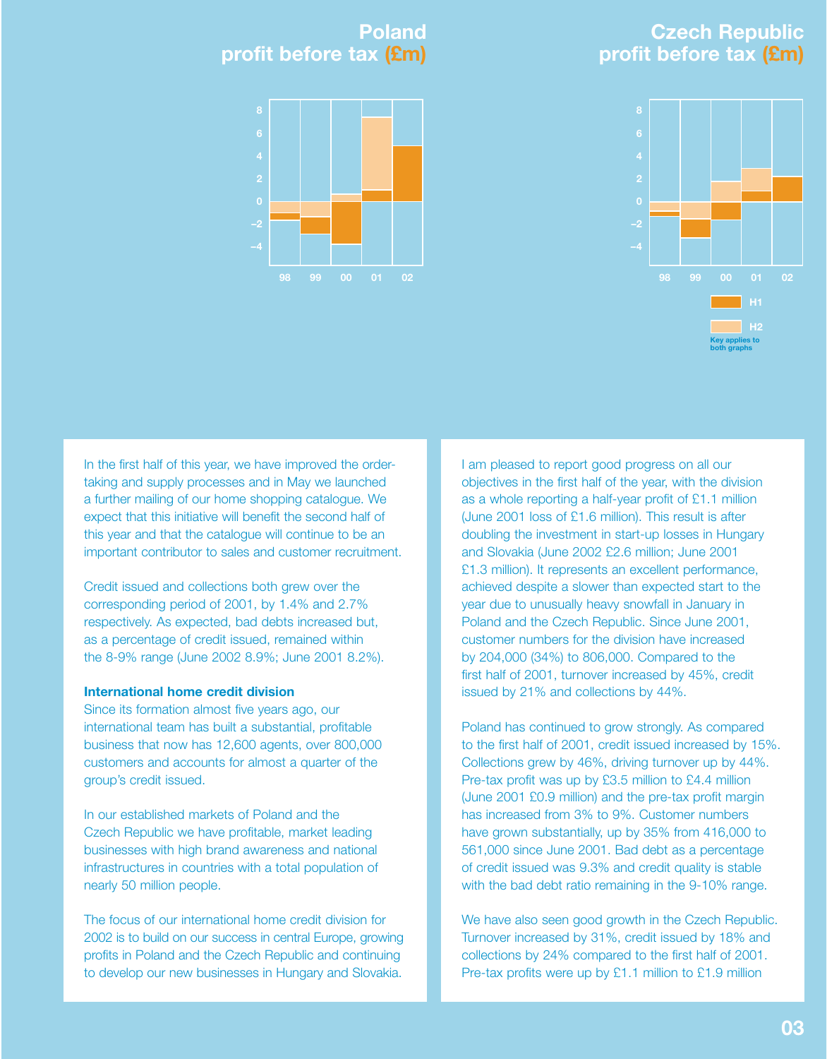## Poland profit before tax (£m)

## Czech Republic profit before tax (£m)

H1

H2

Key applies to both graphs

In the first half of this year, we have improved the order-taking and supply processes and in May we launched a further mailing of our home shopping catalogue. We expect that this initiative will benefit the second half of this year and that the catalogue will continue to be an important contributor to sales and customer recruitment.

Credit issued and collections both grew over the corresponding period of 2001, by 1.4% and 2.7% respectively. As expected, bad debts increased but, as a percentage of credit issued, remained within the 8-9% range (June 2002 8.9%; June 2001 8.2%).

### International home credit division

Since its formation almost five years ago, our international team has built a substantial, profitable business that now has 12,600 agents, over 800,000 customers and accounts for almost a quarter of the group's credit issued.

In our established markets of Poland and the Czech Republic we have profitable, market leading businesses with high brand awareness and national infrastructures in countries with a total population of nearly 50 million people.

The focus of our international home credit division for 2002 is to build on our success in central Europe, growing profits in Poland and the Czech Republic and continuing to develop our new businesses in Hungary and Slovakia.

I am pleased to report good progress on all our objectives in the first half of the year, with the division as a whole reporting a half-year profit of £1.1 million (June 2001 loss of £1.6 million). This result is after doubling the investment in start-up losses in Hungary and Slovakia (June 2002 £2.6 million; June 2001 £1.3 million). It represents an excellent performance, achieved despite a slower than expected start to the year due to unusually heavy snowfall in January in Poland and the Czech Republic. Since June 2001, customer numbers for the division have increased by 204,000 (34%) to 806,000. Compared to the first half of 2001, turnover increased by 45%, credit issued by 21% and collections by 44%.

Poland has continued to grow strongly. As compared to the first half of 2001, credit issued increased by 15%. Collections grew by 46%, driving turnover up by 44%. Pre-tax profit was up by £3.5 million to £4.4 million (June 2001 £0.9 million) and the pre-tax profit margin has increased from 3% to 9%. Customer numbers have grown substantially, up by 35% from 416,000 to 561,000 since June 2001. Bad debt as a percentage of credit issued was 9.3% and credit quality is stable with the bad debt ratio remaining in the 9-10% range.

We have also seen good growth in the Czech Republic. Turnover increased by 31%, credit issued by 18% and collections by 24% compared to the first half of 2001. Pre-tax profits were up by £1.1 million to £1.9 million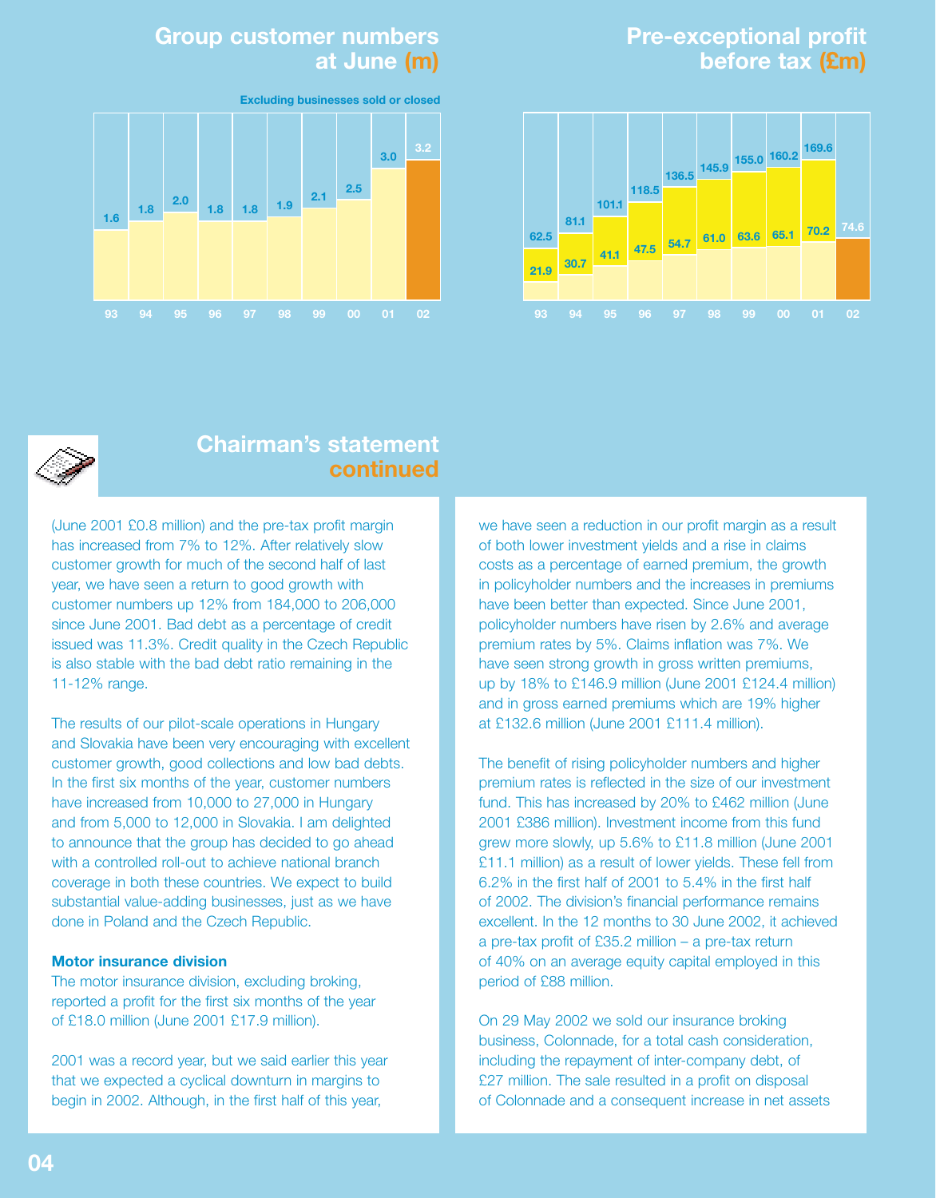## Group customer numbers at June (m)

Excluding businesses sold or closed

| Year | 93 | 94 | 95 | 96 | 97 | 98 | 99 | 00 | 01 | 02 |
|---|---|---|---|---|---|---|---|---|---|---|
| Customers (m) | 1.6 | 1.8 | 2.0 | 1.8 | 1.8 | 1.9 | 2.1 | 2.5 | 3.0 | 3.2 |

## Pre-exceptional profit before tax (£m)

| Year | 93 | 94 | 95 | 96 | 97 | 98 | 99 | 00 | 01 | 02 |
|---|---|---|---|---|---|---|---|---|---|---|
| Full year | 62.5 | 81.1 | 101.1 | 118.5 | 136.5 | 145.9 | 155.0 | 160.2 | 169.6 | |
| Half year | 21.9 | 30.7 | 41.1 | 47.5 | 54.7 | 61.0 | 63.6 | 65.1 | 70.2 | 74.6 |

## Chairman's statement continued

(June 2001 £0.8 million) and the pre-tax profit margin has increased from 7% to 12%. After relatively slow customer growth for much of the second half of last year, we have seen a return to good growth with customer numbers up 12% from 184,000 to 206,000 since June 2001. Bad debt as a percentage of credit issued was 11.3%. Credit quality in the Czech Republic is also stable with the bad debt ratio remaining in the 11-12% range.

The results of our pilot-scale operations in Hungary and Slovakia have been very encouraging with excellent customer growth, good collections and low bad debts. In the first six months of the year, customer numbers have increased from 10,000 to 27,000 in Hungary and from 5,000 to 12,000 in Slovakia. I am delighted to announce that the group has decided to go ahead with a controlled roll-out to achieve national branch coverage in both these countries. We expect to build substantial value-adding businesses, just as we have done in Poland and the Czech Republic.

### Motor insurance division

The motor insurance division, excluding broking, reported a profit for the first six months of the year of £18.0 million (June 2001 £17.9 million).

2001 was a record year, but we said earlier this year that we expected a cyclical downturn in margins to begin in 2002. Although, in the first half of this year, we have seen a reduction in our profit margin as a result of both lower investment yields and a rise in claims costs as a percentage of earned premium, the growth in policyholder numbers and the increases in premiums have been better than expected. Since June 2001, policyholder numbers have risen by 2.6% and average premium rates by 5%. Claims inflation was 7%. We have seen strong growth in gross written premiums, up by 18% to £146.9 million (June 2001 £124.4 million) and in gross earned premiums which are 19% higher at £132.6 million (June 2001 £111.4 million).

The benefit of rising policyholder numbers and higher premium rates is reflected in the size of our investment fund. This has increased by 20% to £462 million (June 2001 £386 million). Investment income from this fund grew more slowly, up 5.6% to £11.8 million (June 2001 £11.1 million) as a result of lower yields. These fell from 6.2% in the first half of 2001 to 5.4% in the first half of 2002. The division's financial performance remains excellent. In the 12 months to 30 June 2002, it achieved a pre-tax profit of £35.2 million – a pre-tax return of 40% on an average equity capital employed in this period of £88 million.

On 29 May 2002 we sold our insurance broking business, Colonnade, for a total cash consideration, including the repayment of inter-company debt, of £27 million. The sale resulted in a profit on disposal of Colonnade and a consequent increase in net assets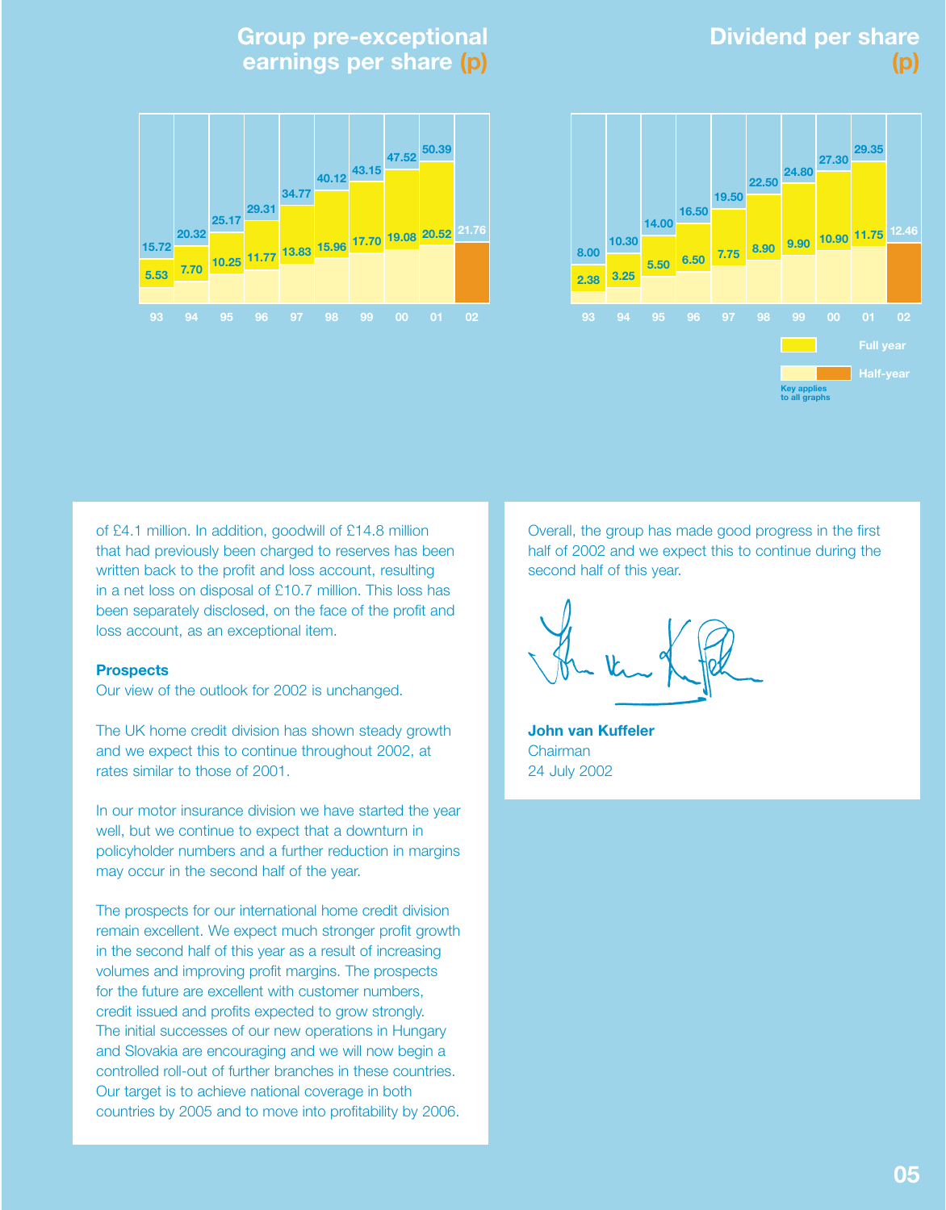## Group pre-exceptional earnings per share (p)

| Year | 93 | 94 | 95 | 96 | 97 | 98 | 99 | 00 | 01 | 02 |
|---|---|---|---|---|---|---|---|---|---|---|
| Full year | 15.72 | 20.32 | 25.17 | 29.31 | 34.77 | 40.12 | 43.15 | 47.52 | 50.39 | |
| Half-year | 5.53 | 7.70 | 10.25 | 11.77 | 13.83 | 15.96 | 17.70 | 19.08 | 20.52 | 21.76 |

## Dividend per share (p)

| Year | 93 | 94 | 95 | 96 | 97 | 98 | 99 | 00 | 01 | 02 |
|---|---|---|---|---|---|---|---|---|---|---|
| Full year | 8.00 | 10.30 | 14.00 | 16.50 | 19.50 | 22.50 | 24.80 | 27.30 | 29.35 | |
| Half-year | 2.38 | 3.25 | 5.50 | 6.50 | 7.75 | 8.90 | 9.90 | 10.90 | 11.75 | 12.46 |

Key applies to all graphs

of £4.1 million. In addition, goodwill of £14.8 million that had previously been charged to reserves has been written back to the profit and loss account, resulting in a net loss on disposal of £10.7 million. This loss has been separately disclosed, on the face of the profit and loss account, as an exceptional item.

**Prospects**

Our view of the outlook for 2002 is unchanged.

The UK home credit division has shown steady growth and we expect this to continue throughout 2002, at rates similar to those of 2001.

In our motor insurance division we have started the year well, but we continue to expect that a downturn in policyholder numbers and a further reduction in margins may occur in the second half of the year.

The prospects for our international home credit division remain excellent. We expect much stronger profit growth in the second half of this year as a result of increasing volumes and improving profit margins. The prospects for the future are excellent with customer numbers, credit issued and profits expected to grow strongly. The initial successes of our new operations in Hungary and Slovakia are encouraging and we will now begin a controlled roll-out of further branches in these countries. Our target is to achieve national coverage in both countries by 2005 and to move into profitability by 2006.

Overall, the group has made good progress in the first half of 2002 and we expect this to continue during the second half of this year.

**John van Kuffeler**
Chairman
24 July 2002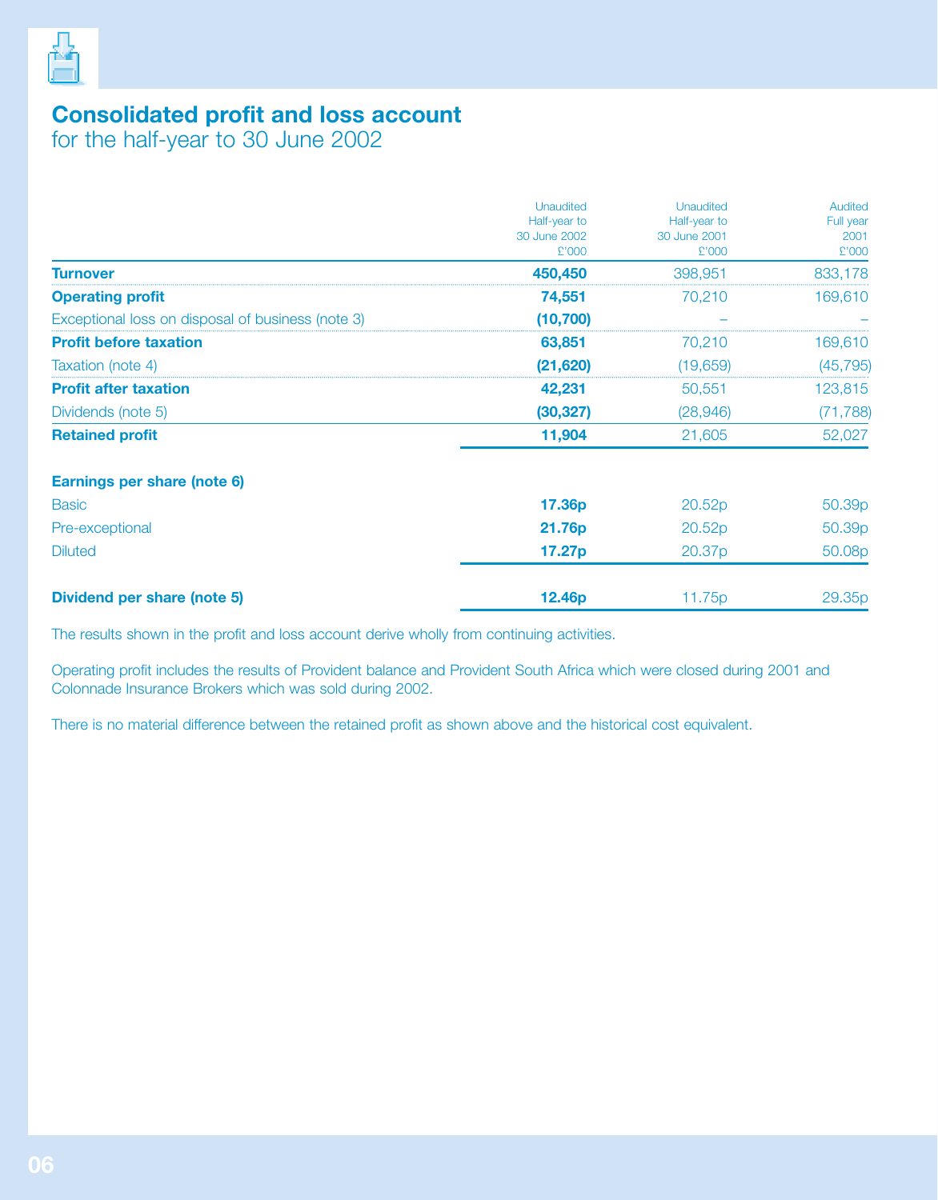# Consolidated profit and loss account

for the half-year to 30 June 2002

| | Unaudited Half-year to 30 June 2002 £'000 | Unaudited Half-year to 30 June 2001 £'000 | Audited Full year 2001 £'000 |
|---|---|---|---|
| **Turnover** | **450,450** | 398,951 | 833,178 |
| **Operating profit** | **74,551** | 70,210 | 169,610 |
| Exceptional loss on disposal of business (note 3) | **(10,700)** | – | – |
| **Profit before taxation** | **63,851** | 70,210 | 169,610 |
| Taxation (note 4) | **(21,620)** | (19,659) | (45,795) |
| **Profit after taxation** | **42,231** | 50,551 | 123,815 |
| Dividends (note 5) | **(30,327)** | (28,946) | (71,788) |
| **Retained profit** | **11,904** | 21,605 | 52,027 |
| **Earnings per share (note 6)** | | | |
| Basic | **17.36p** | 20.52p | 50.39p |
| Pre-exceptional | **21.76p** | 20.52p | 50.39p |
| Diluted | **17.27p** | 20.37p | 50.08p |
| **Dividend per share (note 5)** | **12.46p** | 11.75p | 29.35p |

The results shown in the profit and loss account derive wholly from continuing activities.

Operating profit includes the results of Provident balance and Provident South Africa which were closed during 2001 and Colonnade Insurance Brokers which was sold during 2002.

There is no material difference between the retained profit as shown above and the historical cost equivalent.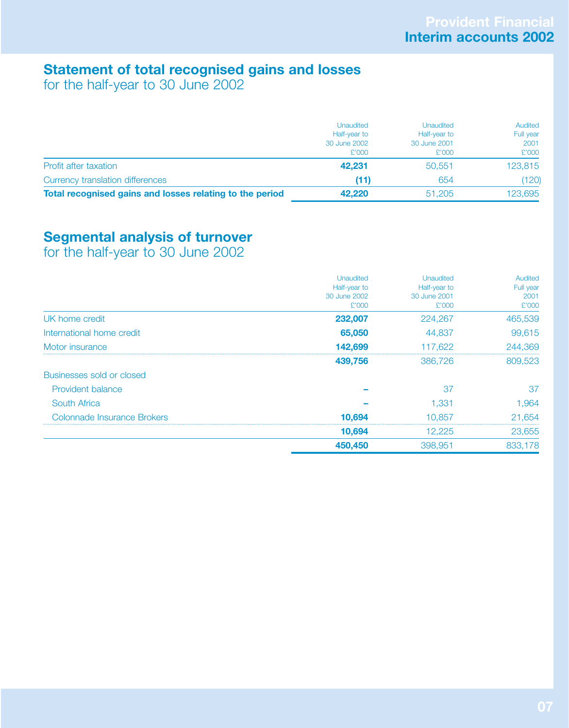## Statement of total recognised gains and losses
for the half-year to 30 June 2002

| | Unaudited Half-year to 30 June 2002 £'000 | Unaudited Half-year to 30 June 2001 £'000 | Audited Full year 2001 £'000 |
|---|---|---|---|
| Profit after taxation | **42,231** | 50,551 | 123,815 |
| Currency translation differences | **(11)** | 654 | (120) |
| **Total recognised gains and losses relating to the period** | **42,220** | 51,205 | 123,695 |

## Segmental analysis of turnover
for the half-year to 30 June 2002

| | Unaudited Half-year to 30 June 2002 £'000 | Unaudited Half-year to 30 June 2001 £'000 | Audited Full year 2001 £'000 |
|---|---|---|---|
| UK home credit | **232,007** | 224,267 | 465,539 |
| International home credit | **65,050** | 44,837 | 99,615 |
| Motor insurance | **142,699** | 117,622 | 244,369 |
| | **439,756** | 386,726 | 809,523 |
| Businesses sold or closed | | | |
| Provident balance | **–** | 37 | 37 |
| South Africa | **–** | 1,331 | 1,964 |
| Colonnade Insurance Brokers | **10,694** | 10,857 | 21,654 |
| | **10,694** | 12,225 | 23,655 |
| | **450,450** | 398,951 | 833,178 |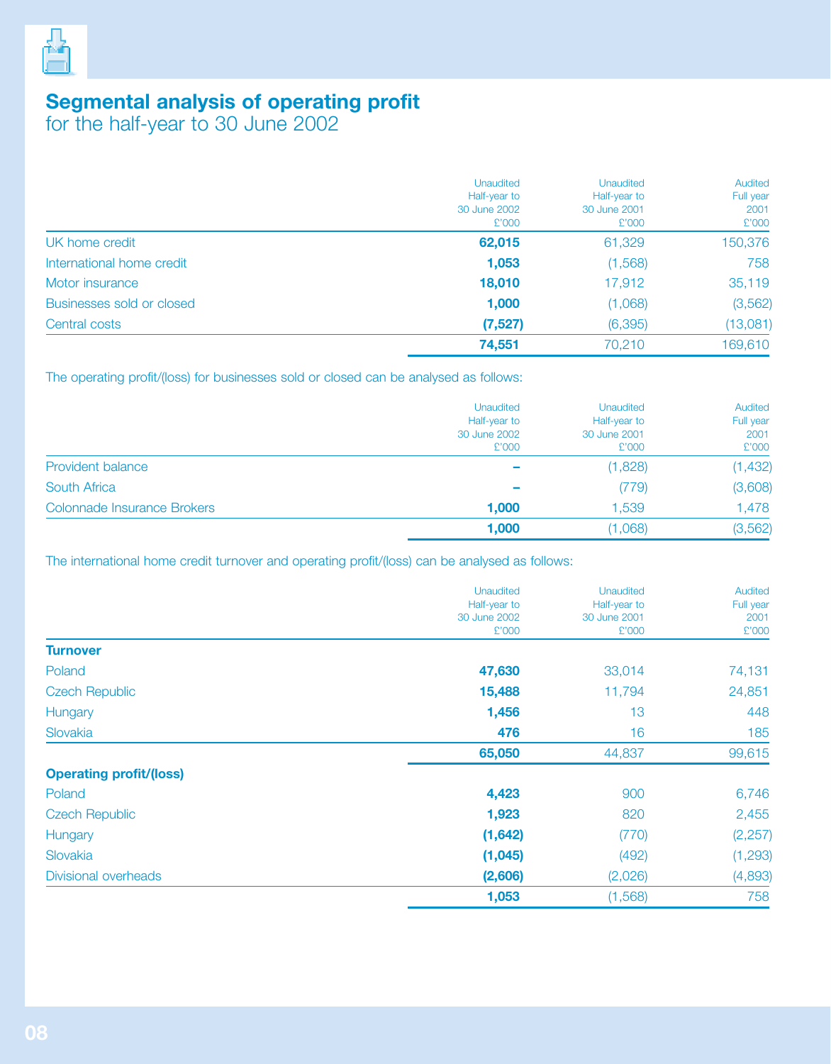# Segmental analysis of operating profit
for the half-year to 30 June 2002

| | Unaudited Half-year to 30 June 2002 £'000 | Unaudited Half-year to 30 June 2001 £'000 | Audited Full year 2001 £'000 |
|---|---|---|---|
| UK home credit | **62,015** | 61,329 | 150,376 |
| International home credit | **1,053** | (1,568) | 758 |
| Motor insurance | **18,010** | 17,912 | 35,119 |
| Businesses sold or closed | **1,000** | (1,068) | (3,562) |
| Central costs | **(7,527)** | (6,395) | (13,081) |
| | **74,551** | 70,210 | 169,610 |

The operating profit/(loss) for businesses sold or closed can be analysed as follows:

| | Unaudited Half-year to 30 June 2002 £'000 | Unaudited Half-year to 30 June 2001 £'000 | Audited Full year 2001 £'000 |
|---|---|---|---|
| Provident balance | **–** | (1,828) | (1,432) |
| South Africa | **–** | (779) | (3,608) |
| Colonnade Insurance Brokers | **1,000** | 1,539 | 1,478 |
| | **1,000** | (1,068) | (3,562) |

The international home credit turnover and operating profit/(loss) can be analysed as follows:

| | Unaudited Half-year to 30 June 2002 £'000 | Unaudited Half-year to 30 June 2001 £'000 | Audited Full year 2001 £'000 |
|---|---|---|---|
| **Turnover** | | | |
| Poland | **47,630** | 33,014 | 74,131 |
| Czech Republic | **15,488** | 11,794 | 24,851 |
| Hungary | **1,456** | 13 | 448 |
| Slovakia | **476** | 16 | 185 |
| | **65,050** | 44,837 | 99,615 |
| **Operating profit/(loss)** | | | |
| Poland | **4,423** | 900 | 6,746 |
| Czech Republic | **1,923** | 820 | 2,455 |
| Hungary | **(1,642)** | (770) | (2,257) |
| Slovakia | **(1,045)** | (492) | (1,293) |
| Divisional overheads | **(2,606)** | (2,026) | (4,893) |
| | **1,053** | (1,568) | 758 |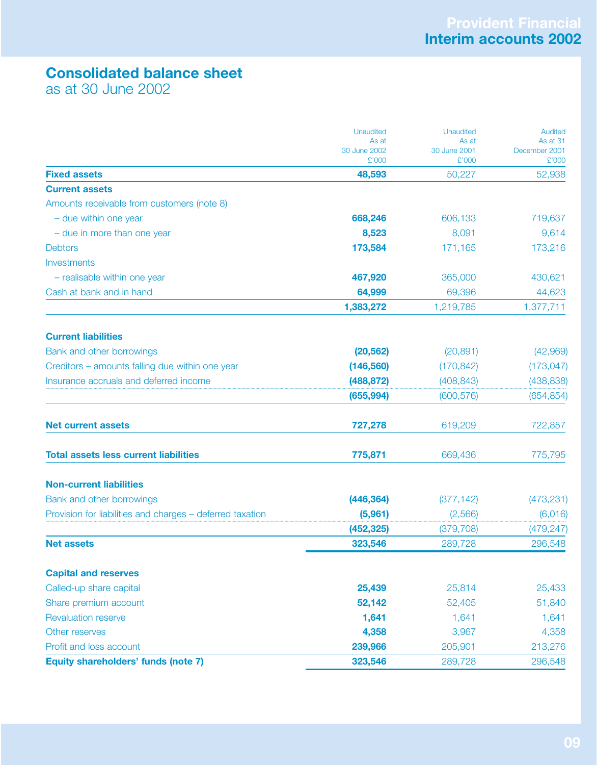# Consolidated balance sheet

as at 30 June 2002

| | Unaudited As at 30 June 2002 £'000 | Unaudited As at 30 June 2001 £'000 | Audited As at 31 December 2001 £'000 |
|---|---|---|---|
| **Fixed assets** | **48,593** | 50,227 | 52,938 |
| **Current assets** | | | |
| Amounts receivable from customers (note 8) | | | |
| – due within one year | **668,246** | 606,133 | 719,637 |
| – due in more than one year | **8,523** | 8,091 | 9,614 |
| Debtors | **173,584** | 171,165 | 173,216 |
| Investments | | | |
| – realisable within one year | **467,920** | 365,000 | 430,621 |
| Cash at bank and in hand | **64,999** | 69,396 | 44,623 |
| | **1,383,272** | 1,219,785 | 1,377,711 |
| **Current liabilities** | | | |
| Bank and other borrowings | **(20,562)** | (20,891) | (42,969) |
| Creditors – amounts falling due within one year | **(146,560)** | (170,842) | (173,047) |
| Insurance accruals and deferred income | **(488,872)** | (408,843) | (438,838) |
| | **(655,994)** | (600,576) | (654,854) |
| **Net current assets** | **727,278** | 619,209 | 722,857 |
| **Total assets less current liabilities** | **775,871** | 669,436 | 775,795 |
| **Non-current liabilities** | | | |
| Bank and other borrowings | **(446,364)** | (377,142) | (473,231) |
| Provision for liabilities and charges – deferred taxation | **(5,961)** | (2,566) | (6,016) |
| | **(452,325)** | (379,708) | (479,247) |
| **Net assets** | **323,546** | 289,728 | 296,548 |
| **Capital and reserves** | | | |
| Called-up share capital | **25,439** | 25,814 | 25,433 |
| Share premium account | **52,142** | 52,405 | 51,840 |
| Revaluation reserve | **1,641** | 1,641 | 1,641 |
| Other reserves | **4,358** | 3,967 | 4,358 |
| Profit and loss account | **239,966** | 205,901 | 213,276 |
| **Equity shareholders' funds (note 7)** | **323,546** | 289,728 | 296,548 |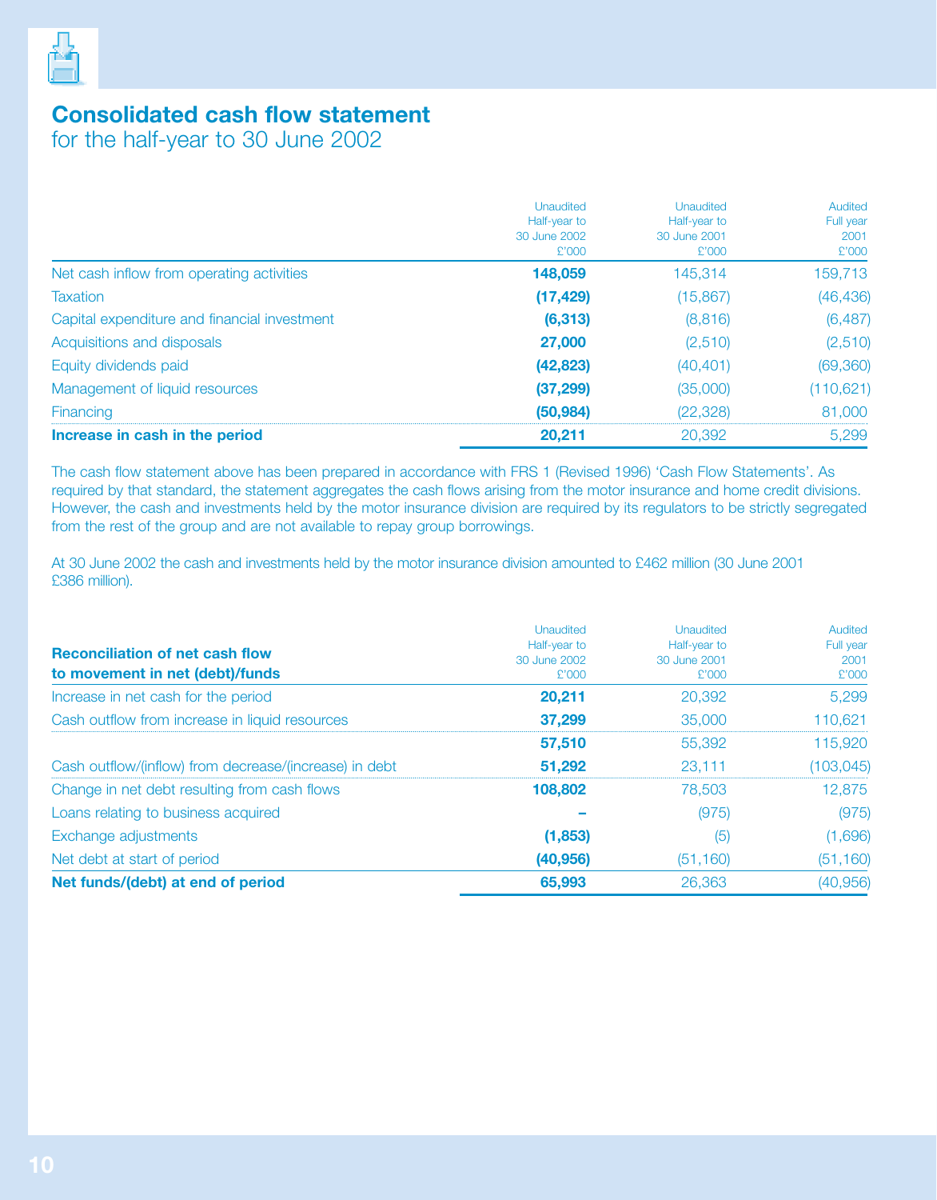# Consolidated cash flow statement

for the half-year to 30 June 2002

| | Unaudited Half-year to 30 June 2002 £'000 | Unaudited Half-year to 30 June 2001 £'000 | Audited Full year 2001 £'000 |
|---|---|---|---|
| Net cash inflow from operating activities | **148,059** | 145,314 | 159,713 |
| Taxation | **(17,429)** | (15,867) | (46,436) |
| Capital expenditure and financial investment | **(6,313)** | (8,816) | (6,487) |
| Acquisitions and disposals | **27,000** | (2,510) | (2,510) |
| Equity dividends paid | **(42,823)** | (40,401) | (69,360) |
| Management of liquid resources | **(37,299)** | (35,000) | (110,621) |
| Financing | **(50,984)** | (22,328) | 81,000 |
| **Increase in cash in the period** | **20,211** | 20,392 | 5,299 |

The cash flow statement above has been prepared in accordance with FRS 1 (Revised 1996) 'Cash Flow Statements'. As required by that standard, the statement aggregates the cash flows arising from the motor insurance and home credit divisions. However, the cash and investments held by the motor insurance division are required by its regulators to be strictly segregated from the rest of the group and are not available to repay group borrowings.

At 30 June 2002 the cash and investments held by the motor insurance division amounted to £462 million (30 June 2001 £386 million).

| **Reconciliation of net cash flow to movement in net (debt)/funds** | Unaudited Half-year to 30 June 2002 £'000 | Unaudited Half-year to 30 June 2001 £'000 | Audited Full year 2001 £'000 |
|---|---|---|---|
| Increase in net cash for the period | **20,211** | 20,392 | 5,299 |
| Cash outflow from increase in liquid resources | **37,299** | 35,000 | 110,621 |
| | **57,510** | 55,392 | 115,920 |
| Cash outflow/(inflow) from decrease/(increase) in debt | **51,292** | 23,111 | (103,045) |
| Change in net debt resulting from cash flows | **108,802** | 78,503 | 12,875 |
| Loans relating to business acquired | **–** | (975) | (975) |
| Exchange adjustments | **(1,853)** | (5) | (1,696) |
| Net debt at start of period | **(40,956)** | (51,160) | (51,160) |
| **Net funds/(debt) at end of period** | **65,993** | 26,363 | (40,956) |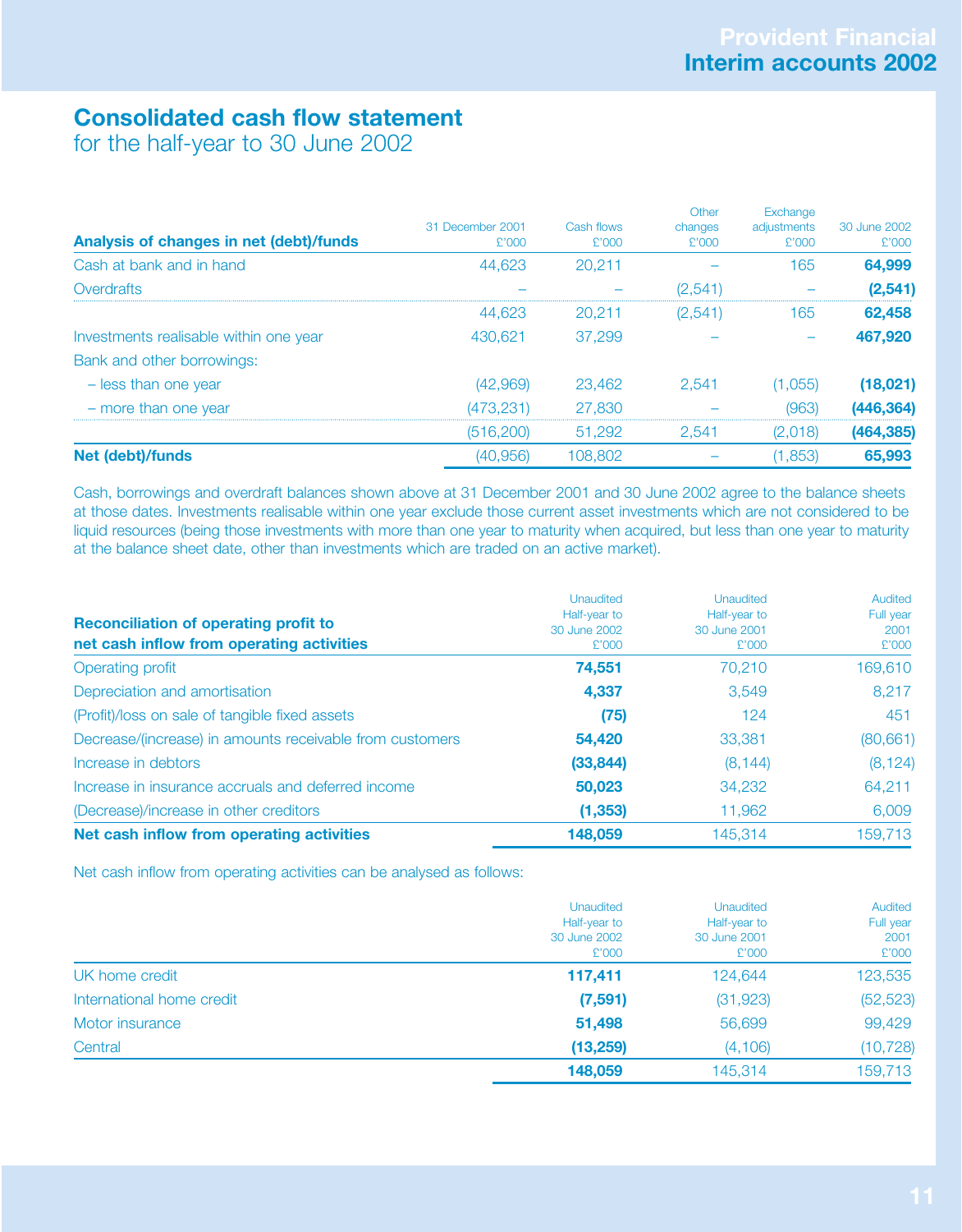# Consolidated cash flow statement

for the half-year to 30 June 2002

| Analysis of changes in net (debt)/funds | 31 December 2001 £'000 | Cash flows £'000 | Other changes £'000 | Exchange adjustments £'000 | 30 June 2002 £'000 |
|---|---|---|---|---|---|
| Cash at bank and in hand | 44,623 | 20,211 | – | 165 | **64,999** |
| Overdrafts | – | – | (2,541) | – | **(2,541)** |
| | 44,623 | 20,211 | (2,541) | 165 | **62,458** |
| Investments realisable within one year | 430,621 | 37,299 | – | – | **467,920** |
| Bank and other borrowings: | | | | | |
| – less than one year | (42,969) | 23,462 | 2,541 | (1,055) | **(18,021)** |
| – more than one year | (473,231) | 27,830 | – | (963) | **(446,364)** |
| | (516,200) | 51,292 | 2,541 | (2,018) | **(464,385)** |
| **Net (debt)/funds** | (40,956) | 108,802 | – | (1,853) | **65,993** |

Cash, borrowings and overdraft balances shown above at 31 December 2001 and 30 June 2002 agree to the balance sheets at those dates. Investments realisable within one year exclude those current asset investments which are not considered to be liquid resources (being those investments with more than one year to maturity when acquired, but less than one year to maturity at the balance sheet date, other than investments which are traded on an active market).

| Reconciliation of operating profit to net cash inflow from operating activities | Unaudited Half-year to 30 June 2002 £'000 | Unaudited Half-year to 30 June 2001 £'000 | Audited Full year 2001 £'000 |
|---|---|---|---|
| Operating profit | **74,551** | 70,210 | 169,610 |
| Depreciation and amortisation | **4,337** | 3,549 | 8,217 |
| (Profit)/loss on sale of tangible fixed assets | **(75)** | 124 | 451 |
| Decrease/(increase) in amounts receivable from customers | **54,420** | 33,381 | (80,661) |
| Increase in debtors | **(33,844)** | (8,144) | (8,124) |
| Increase in insurance accruals and deferred income | **50,023** | 34,232 | 64,211 |
| (Decrease)/increase in other creditors | **(1,353)** | 11,962 | 6,009 |
| **Net cash inflow from operating activities** | **148,059** | 145,314 | 159,713 |

Net cash inflow from operating activities can be analysed as follows:

| | Unaudited Half-year to 30 June 2002 £'000 | Unaudited Half-year to 30 June 2001 £'000 | Audited Full year 2001 £'000 |
|---|---|---|---|
| UK home credit | **117,411** | 124,644 | 123,535 |
| International home credit | **(7,591)** | (31,923) | (52,523) |
| Motor insurance | **51,498** | 56,699 | 99,429 |
| Central | **(13,259)** | (4,106) | (10,728) |
| | **148,059** | 145,314 | 159,713 |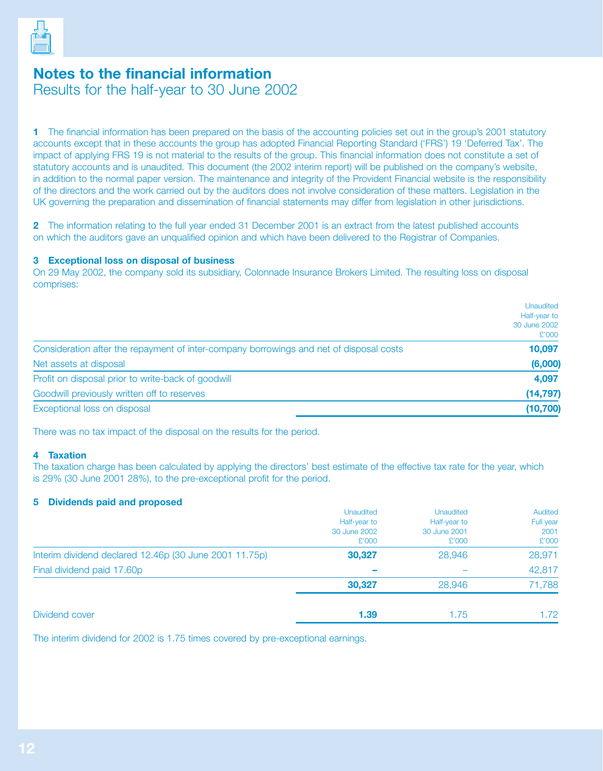# Notes to the financial information

## Results for the half-year to 30 June 2002

**1** The financial information has been prepared on the basis of the accounting policies set out in the group's 2001 statutory accounts except that in these accounts the group has adopted Financial Reporting Standard ('FRS') 19 'Deferred Tax'. The impact of applying FRS 19 is not material to the results of the group. This financial information does not constitute a set of statutory accounts and is unaudited. This document (the 2002 interim report) will be published on the company's website, in addition to the normal paper version. The maintenance and integrity of the Provident Financial website is the responsibility of the directors and the work carried out by the auditors does not involve consideration of these matters. Legislation in the UK governing the preparation and dissemination of financial statements may differ from legislation in other jurisdictions.

**2** The information relating to the full year ended 31 December 2001 is an extract from the latest published accounts on which the auditors gave an unqualified opinion and which have been delivered to the Registrar of Companies.

### 3 Exceptional loss on disposal of business

On 29 May 2002, the company sold its subsidiary, Colonnade Insurance Brokers Limited. The resulting loss on disposal comprises:

| | Unaudited Half-year to 30 June 2002 £'000 |
|---|---|
| Consideration after the repayment of inter-company borrowings and net of disposal costs | **10,097** |
| Net assets at disposal | **(6,000)** |
| Profit on disposal prior to write-back of goodwill | **4,097** |
| Goodwill previously written off to reserves | **(14,797)** |
| Exceptional loss on disposal | **(10,700)** |

There was no tax impact of the disposal on the results for the period.

### 4 Taxation

The taxation charge has been calculated by applying the directors' best estimate of the effective tax rate for the year, which is 29% (30 June 2001 28%), to the pre-exceptional profit for the period.

### 5 Dividends paid and proposed

| | Unaudited Half-year to 30 June 2002 £'000 | Unaudited Half-year to 30 June 2001 £'000 | Audited Full year 2001 £'000 |
|---|---|---|---|
| Interim dividend declared 12.46p (30 June 2001 11.75p) | **30,327** | 28,946 | 28,971 |
| Final dividend paid 17.60p | **–** | – | 42,817 |
| | **30,327** | 28,946 | 71,788 |
| Dividend cover | **1.39** | 1.75 | 1.72 |

The interim dividend for 2002 is 1.75 times covered by pre-exceptional earnings.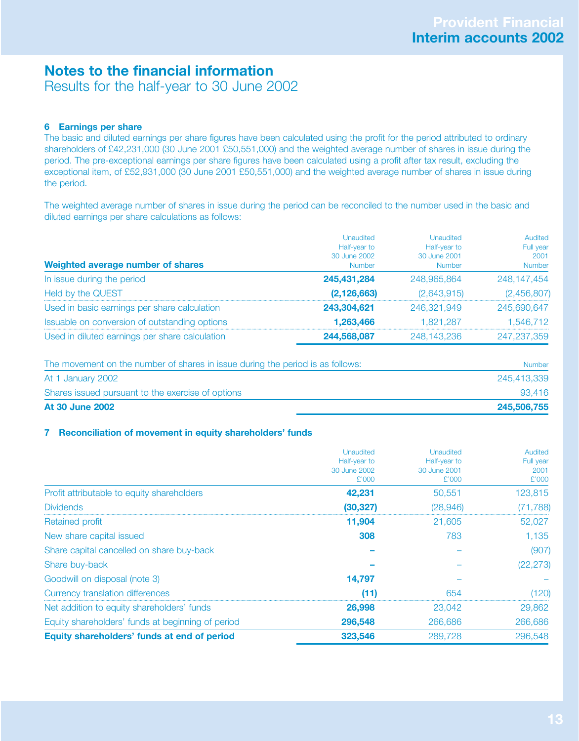## Notes to the financial information

Results for the half-year to 30 June 2002

### 6 Earnings per share

The basic and diluted earnings per share figures have been calculated using the profit for the period attributed to ordinary shareholders of £42,231,000 (30 June 2001 £50,551,000) and the weighted average number of shares in issue during the period. The pre-exceptional earnings per share figures have been calculated using a profit after tax result, excluding the exceptional item, of £52,931,000 (30 June 2001 £50,551,000) and the weighted average number of shares in issue during the period.

The weighted average number of shares in issue during the period can be reconciled to the number used in the basic and diluted earnings per share calculations as follows:

| Weighted average number of shares | Unaudited Half-year to 30 June 2002 Number | Unaudited Half-year to 30 June 2001 Number | Audited Full year 2001 Number |
|---|---|---|---|
| In issue during the period | **245,431,284** | 248,965,864 | 248,147,454 |
| Held by the QUEST | **(2,126,663)** | (2,643,915) | (2,456,807) |
| Used in basic earnings per share calculation | **243,304,621** | 246,321,949 | 245,690,647 |
| Issuable on conversion of outstanding options | **1,263,466** | 1,821,287 | 1,546,712 |
| Used in diluted earnings per share calculation | **244,568,087** | 248,143,236 | 247,237,359 |

| The movement on the number of shares in issue during the period is as follows: | Number |
|---|---|
| At 1 January 2002 | 245,413,339 |
| Shares issued pursuant to the exercise of options | 93,416 |
| **At 30 June 2002** | **245,506,755** |

### 7 Reconciliation of movement in equity shareholders' funds

| | Unaudited Half-year to 30 June 2002 £'000 | Unaudited Half-year to 30 June 2001 £'000 | Audited Full year 2001 £'000 |
|---|---|---|---|
| Profit attributable to equity shareholders | **42,231** | 50,551 | 123,815 |
| Dividends | **(30,327)** | (28,946) | (71,788) |
| Retained profit | **11,904** | 21,605 | 52,027 |
| New share capital issued | **308** | 783 | 1,135 |
| Share capital cancelled on share buy-back | **–** | – | (907) |
| Share buy-back | **–** | – | (22,273) |
| Goodwill on disposal (note 3) | **14,797** | – | – |
| Currency translation differences | **(11)** | 654 | (120) |
| Net addition to equity shareholders' funds | **26,998** | 23,042 | 29,862 |
| Equity shareholders' funds at beginning of period | **296,548** | 266,686 | 266,686 |
| **Equity shareholders' funds at end of period** | **323,546** | 289,728 | 296,548 |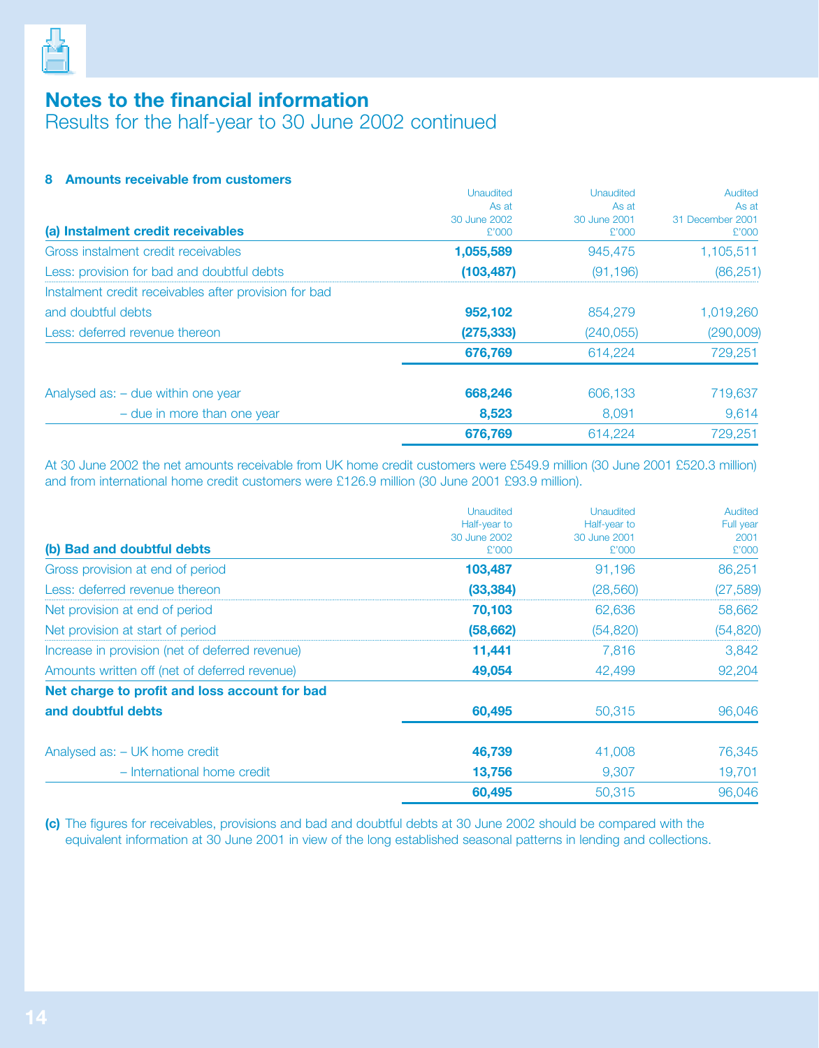# Notes to the financial information

## Results for the half-year to 30 June 2002 continued

### 8 Amounts receivable from customers

| (a) Instalment credit receivables | Unaudited As at 30 June 2002 £'000 | Unaudited As at 30 June 2001 £'000 | Audited As at 31 December 2001 £'000 |
|---|---|---|---|
| Gross instalment credit receivables | **1,055,589** | 945,475 | 1,105,511 |
| Less: provision for bad and doubtful debts | **(103,487)** | (91,196) | (86,251) |
| Instalment credit receivables after provision for bad and doubtful debts | **952,102** | 854,279 | 1,019,260 |
| Less: deferred revenue thereon | **(275,333)** | (240,055) | (290,009) |
| | **676,769** | 614,224 | 729,251 |
| Analysed as: – due within one year | **668,246** | 606,133 | 719,637 |
| – due in more than one year | **8,523** | 8,091 | 9,614 |
| | **676,769** | 614,224 | 729,251 |

At 30 June 2002 the net amounts receivable from UK home credit customers were £549.9 million (30 June 2001 £520.3 million) and from international home credit customers were £126.9 million (30 June 2001 £93.9 million).

| (b) Bad and doubtful debts | Unaudited Half-year to 30 June 2002 £'000 | Unaudited Half-year to 30 June 2001 £'000 | Audited Full year 2001 £'000 |
|---|---|---|---|
| Gross provision at end of period | **103,487** | 91,196 | 86,251 |
| Less: deferred revenue thereon | **(33,384)** | (28,560) | (27,589) |
| Net provision at end of period | **70,103** | 62,636 | 58,662 |
| Net provision at start of period | **(58,662)** | (54,820) | (54,820) |
| Increase in provision (net of deferred revenue) | **11,441** | 7,816 | 3,842 |
| Amounts written off (net of deferred revenue) | **49,054** | 42,499 | 92,204 |
| **Net charge to profit and loss account for bad and doubtful debts** | **60,495** | 50,315 | 96,046 |
| Analysed as: – UK home credit | **46,739** | 41,008 | 76,345 |
| – International home credit | **13,756** | 9,307 | 19,701 |
| | **60,495** | 50,315 | 96,046 |

**(c)** The figures for receivables, provisions and bad and doubtful debts at 30 June 2002 should be compared with the equivalent information at 30 June 2001 in view of the long established seasonal patterns in lending and collections.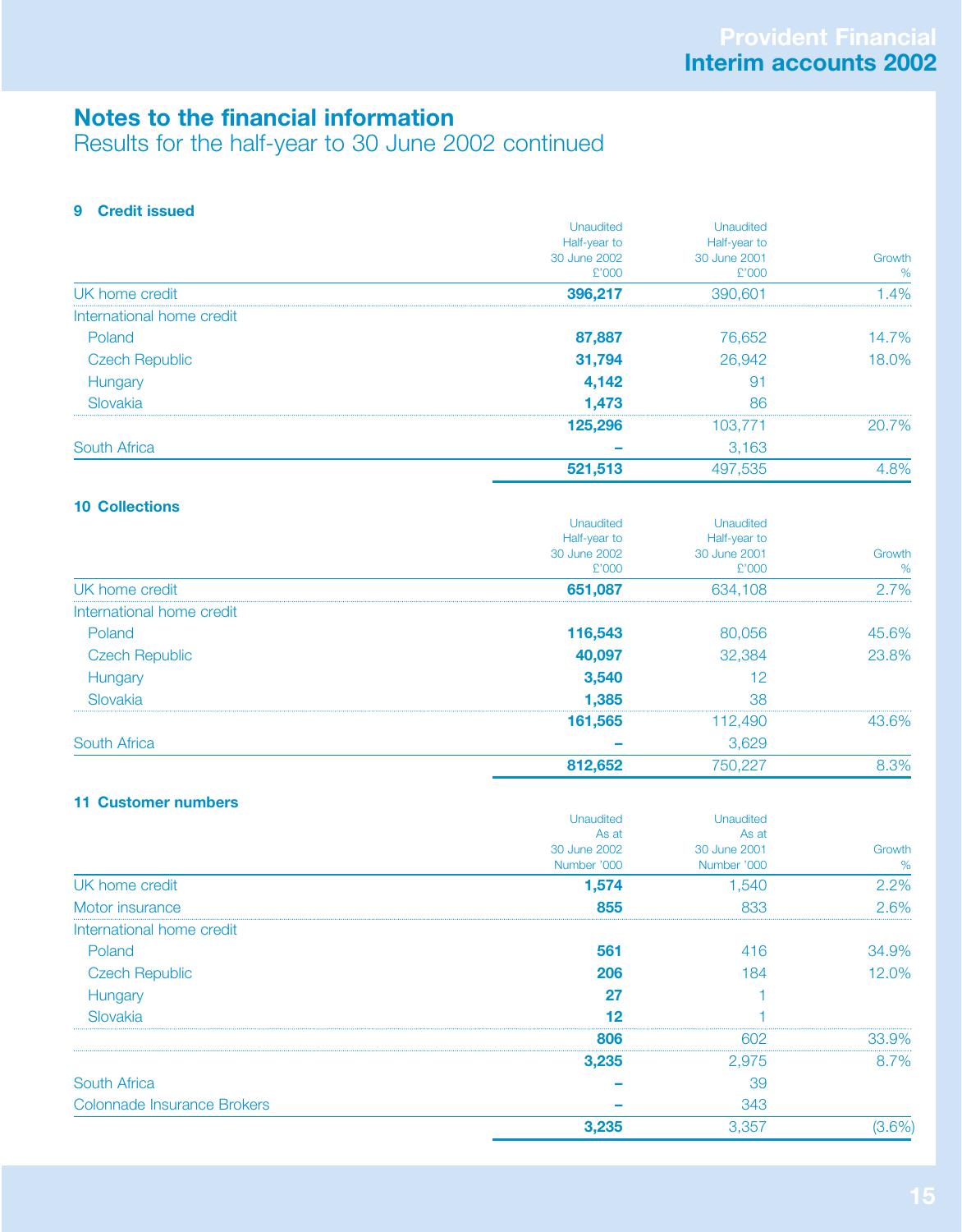## Notes to the financial information

Results for the half-year to 30 June 2002 continued

### 9 Credit issued

| | Unaudited Half-year to 30 June 2002 £'000 | Unaudited Half-year to 30 June 2001 £'000 | Growth % |
|---|---|---|---|
| UK home credit | **396,217** | 390,601 | 1.4% |
| International home credit | | | |
| Poland | **87,887** | 76,652 | 14.7% |
| Czech Republic | **31,794** | 26,942 | 18.0% |
| Hungary | **4,142** | 91 | |
| Slovakia | **1,473** | 86 | |
| | **125,296** | 103,771 | 20.7% |
| South Africa | **–** | 3,163 | |
| | **521,513** | 497,535 | 4.8% |

### 10 Collections

| | Unaudited Half-year to 30 June 2002 £'000 | Unaudited Half-year to 30 June 2001 £'000 | Growth % |
|---|---|---|---|
| UK home credit | **651,087** | 634,108 | 2.7% |
| International home credit | | | |
| Poland | **116,543** | 80,056 | 45.6% |
| Czech Republic | **40,097** | 32,384 | 23.8% |
| Hungary | **3,540** | 12 | |
| Slovakia | **1,385** | 38 | |
| | **161,565** | 112,490 | 43.6% |
| South Africa | **–** | 3,629 | |
| | **812,652** | 750,227 | 8.3% |

### 11 Customer numbers

| | Unaudited As at 30 June 2002 Number '000 | Unaudited As at 30 June 2001 Number '000 | Growth % |
|---|---|---|---|
| UK home credit | **1,574** | 1,540 | 2.2% |
| Motor insurance | **855** | 833 | 2.6% |
| International home credit | | | |
| Poland | **561** | 416 | 34.9% |
| Czech Republic | **206** | 184 | 12.0% |
| Hungary | **27** | 1 | |
| Slovakia | **12** | 1 | |
| | **806** | 602 | 33.9% |
| | **3,235** | 2,975 | 8.7% |
| South Africa | **–** | 39 | |
| Colonnade Insurance Brokers | **–** | 343 | |
| | **3,235** | 3,357 | (3.6%) |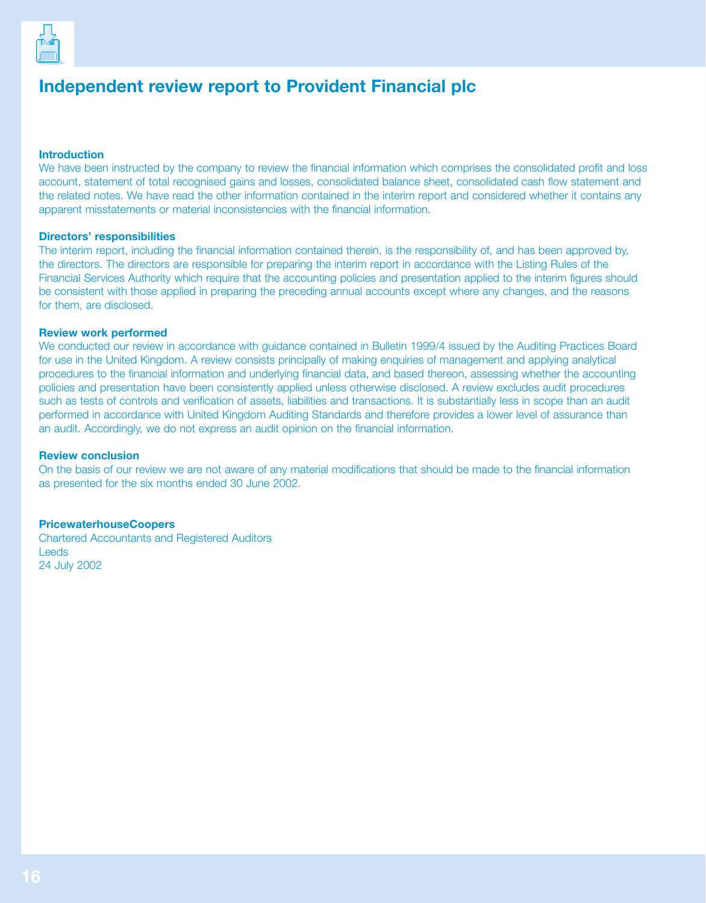# Independent review report to Provident Financial plc

### Introduction

We have been instructed by the company to review the financial information which comprises the consolidated profit and loss account, statement of total recognised gains and losses, consolidated balance sheet, consolidated cash flow statement and the related notes. We have read the other information contained in the interim report and considered whether it contains any apparent misstatements or material inconsistencies with the financial information.

### Directors' responsibilities

The interim report, including the financial information contained therein, is the responsibility of, and has been approved by, the directors. The directors are responsible for preparing the interim report in accordance with the Listing Rules of the Financial Services Authority which require that the accounting policies and presentation applied to the interim figures should be consistent with those applied in preparing the preceding annual accounts except where any changes, and the reasons for them, are disclosed.

### Review work performed

We conducted our review in accordance with guidance contained in Bulletin 1999/4 issued by the Auditing Practices Board for use in the United Kingdom. A review consists principally of making enquiries of management and applying analytical procedures to the financial information and underlying financial data, and based thereon, assessing whether the accounting policies and presentation have been consistently applied unless otherwise disclosed. A review excludes audit procedures such as tests of controls and verification of assets, liabilities and transactions. It is substantially less in scope than an audit performed in accordance with United Kingdom Auditing Standards and therefore provides a lower level of assurance than an audit. Accordingly, we do not express an audit opinion on the financial information.

### Review conclusion

On the basis of our review we are not aware of any material modifications that should be made to the financial information as presented for the six months ended 30 June 2002.

**PricewaterhouseCoopers**
Chartered Accountants and Registered Auditors
Leeds
24 July 2002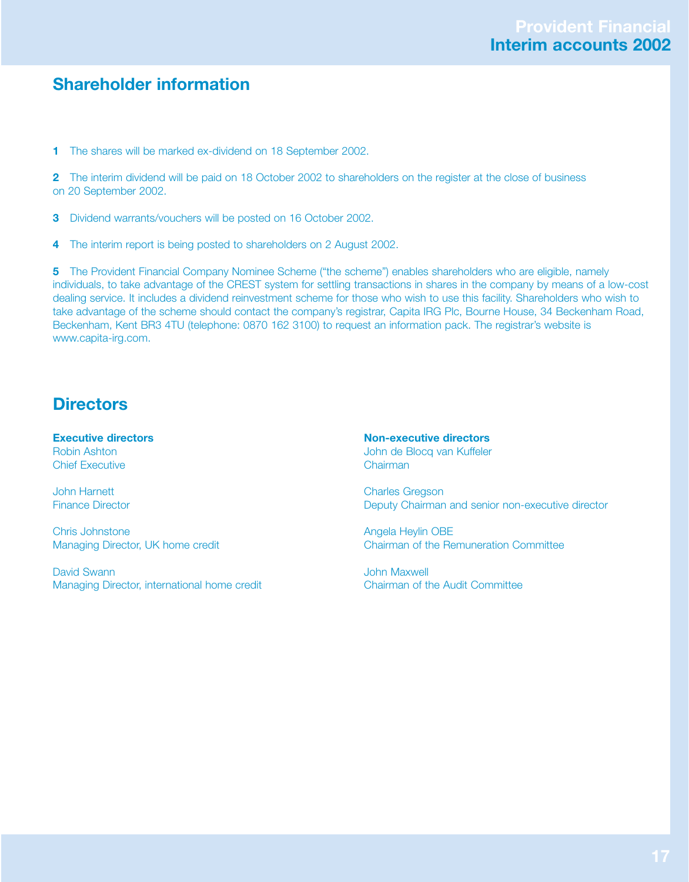## Shareholder information

**1** The shares will be marked ex-dividend on 18 September 2002.

**2** The interim dividend will be paid on 18 October 2002 to shareholders on the register at the close of business on 20 September 2002.

**3** Dividend warrants/vouchers will be posted on 16 October 2002.

**4** The interim report is being posted to shareholders on 2 August 2002.

**5** The Provident Financial Company Nominee Scheme ("the scheme") enables shareholders who are eligible, namely individuals, to take advantage of the CREST system for settling transactions in shares in the company by means of a low-cost dealing service. It includes a dividend reinvestment scheme for those who wish to use this facility. Shareholders who wish to take advantage of the scheme should contact the company's registrar, Capita IRG Plc, Bourne House, 34 Beckenham Road, Beckenham, Kent BR3 4TU (telephone: 0870 162 3100) to request an information pack. The registrar's website is www.capita-irg.com.

## Directors

**Executive directors**

Robin Ashton
Chief Executive

John Harnett
Finance Director

Chris Johnstone
Managing Director, UK home credit

David Swann
Managing Director, international home credit

**Non-executive directors**

John de Blocq van Kuffeler
Chairman

Charles Gregson
Deputy Chairman and senior non-executive director

Angela Heylin OBE
Chairman of the Remuneration Committee

John Maxwell
Chairman of the Audit Committee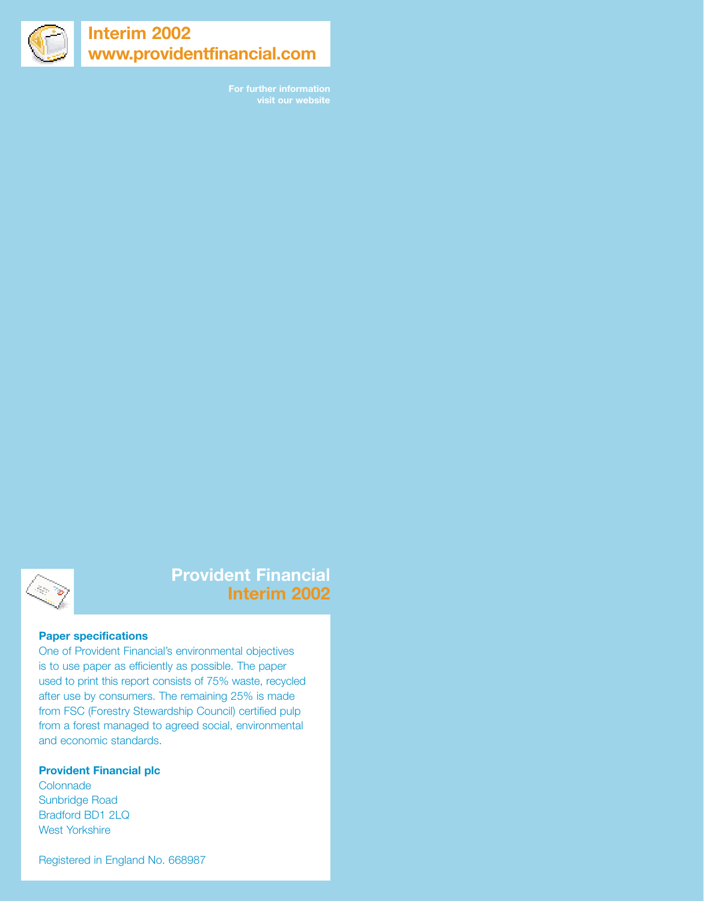**Interim 2002**
**www.providentfinancial.com**

For further information
visit our website

**Provident Financial**
**Interim 2002**

### Paper specifications

One of Provident Financial's environmental objectives is to use paper as efficiently as possible. The paper used to print this report consists of 75% waste, recycled after use by consumers. The remaining 25% is made from FSC (Forestry Stewardship Council) certified pulp from a forest managed to agreed social, environmental and economic standards.

### Provident Financial plc

Colonnade
Sunbridge Road
Bradford BD1 2LQ
West Yorkshire

Registered in England No. 668987